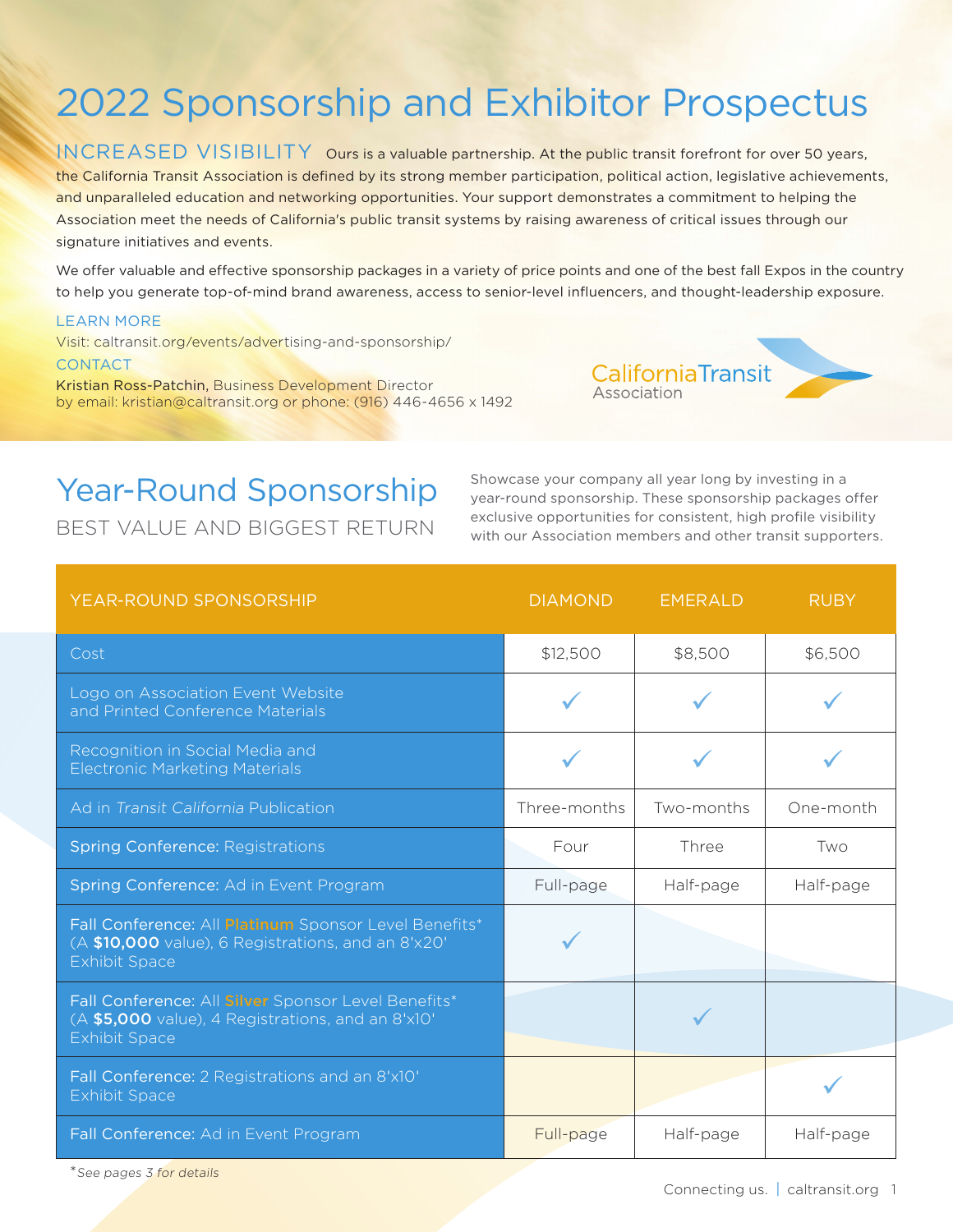# 2022 Sponsorship and Exhibitor Prospectus

**INCREASED VISIBILITY** Ours is a valuable partnership. At the public transit forefront for over 50 years, the California Transit Association is defined by its strong member participation, political action, legislative achievements, and unparalleled education and networking opportunities. Your support demonstrates a commitment to helping the Association meet the needs of California's public transit systems by raising awareness of critical issues through our signature initiatives and events.

We offer valuable and effective sponsorship packages in a variety of price points and one of the best fall Expos in the country to help you generate top-of-mind brand awareness, access to senior-level influencers, and thought-leadership exposure.

**LEARN MORE**
Visit: caltransit.org/events/advertising-and-sponsorship/

**CONTACT**
**Kristian Ross-Patchin,** Business Development Director
by email: kristian@caltransit.org or phone: (916) 446-4656 x 1492

California Transit Association

## Year-Round Sponsorship

### BEST VALUE AND BIGGEST RETURN

Showcase your company all year long by investing in a year-round sponsorship. These sponsorship packages offer exclusive opportunities for consistent, high profile visibility with our Association members and other transit supporters.

| YEAR-ROUND SPONSORSHIP | DIAMOND | EMERALD | RUBY |
|---|---|---|---|
| Cost | $12,500 | $8,500 | $6,500 |
| Logo on Association Event Website and Printed Conference Materials | ✓ | ✓ | ✓ |
| Recognition in Social Media and Electronic Marketing Materials | ✓ | ✓ | ✓ |
| Ad in *Transit California* Publication | Three-months | Two-months | One-month |
| Spring Conference: Registrations | Four | Three | Two |
| Spring Conference: Ad in Event Program | Full-page | Half-page | Half-page |
| Fall Conference: All Platinum Sponsor Level Benefits* (A **$10,000** value), 6 Registrations, and an 8'x20' Exhibit Space | ✓ | | |
| Fall Conference: All Silver Sponsor Level Benefits* (A **$5,000** value), 4 Registrations, and an 8'x10' Exhibit Space | | ✓ | |
| Fall Conference: 2 Registrations and an 8'x10' Exhibit Space | | | ✓ |
| Fall Conference: Ad in Event Program | Full-page | Half-page | Half-page |

\* *See pages 3 for details*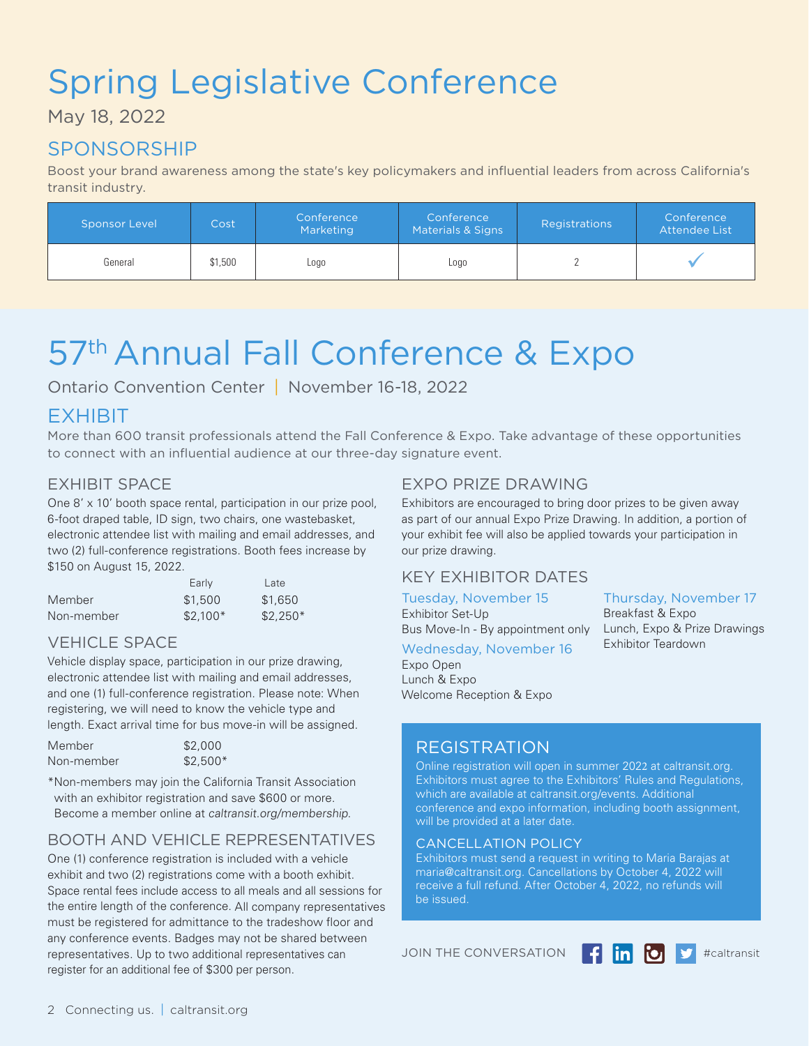# Spring Legislative Conference

May 18, 2022

## SPONSORSHIP

Boost your brand awareness among the state's key policymakers and influential leaders from across California's transit industry.

| Sponsor Level | Cost | Conference Marketing | Conference Materials & Signs | Registrations | Conference Attendee List |
|---|---|---|---|---|---|
| General | $1,500 | Logo | Logo | 2 | ✓ |

# 57th Annual Fall Conference & Expo

Ontario Convention Center | November 16-18, 2022

## EXHIBIT

More than 600 transit professionals attend the Fall Conference & Expo. Take advantage of these opportunities to connect with an influential audience at our three-day signature event.

### EXHIBIT SPACE

One 8' x 10' booth space rental, participation in our prize pool, 6-foot draped table, ID sign, two chairs, one wastebasket, electronic attendee list with mailing and email addresses, and two (2) full-conference registrations. Booth fees increase by $150 on August 15, 2022.

| | Early | Late |
|---|---|---|
| Member | $1,500 | $1,650 |
| Non-member | $2,100* | $2,250* |

### VEHICLE SPACE

Vehicle display space, participation in our prize drawing, electronic attendee list with mailing and email addresses, and one (1) full-conference registration. Please note: When registering, we will need to know the vehicle type and length. Exact arrival time for bus move-in will be assigned.

| | |
|---|---|
| Member | $2,000 |
| Non-member | $2,500* |

*Non-members may join the California Transit Association with an exhibitor registration and save $600 or more. Become a member online at *caltransit.org/membership.*

### BOOTH AND VEHICLE REPRESENTATIVES

One (1) conference registration is included with a vehicle exhibit and two (2) registrations come with a booth exhibit. Space rental fees include access to all meals and all sessions for the entire length of the conference. All company representatives must be registered for admittance to the tradeshow floor and any conference events. Badges may not be shared between representatives. Up to two additional representatives can register for an additional fee of $300 per person.

### EXPO PRIZE DRAWING

Exhibitors are encouraged to bring door prizes to be given away as part of our annual Expo Prize Drawing. In addition, a portion of your exhibit fee will also be applied towards your participation in our prize drawing.

### KEY EXHIBITOR DATES

**Tuesday, November 15**

Exhibitor Set-Up
Bus Move-In - By appointment only

**Wednesday, November 16**

Expo Open
Lunch & Expo
Welcome Reception & Expo

**Thursday, November 17**

Breakfast & Expo
Lunch, Expo & Prize Drawings
Exhibitor Teardown

### REGISTRATION

Online registration will open in summer 2022 at caltransit.org. Exhibitors must agree to the Exhibitors' Rules and Regulations, which are available at caltransit.org/events. Additional conference and expo information, including booth assignment, will be provided at a later date.

#### CANCELLATION POLICY

Exhibitors must send a request in writing to Maria Barajas at maria@caltransit.org. Cancellations by October 4, 2022 will receive a full refund. After October 4, 2022, no refunds will be issued.

JOIN THE CONVERSATION #caltransit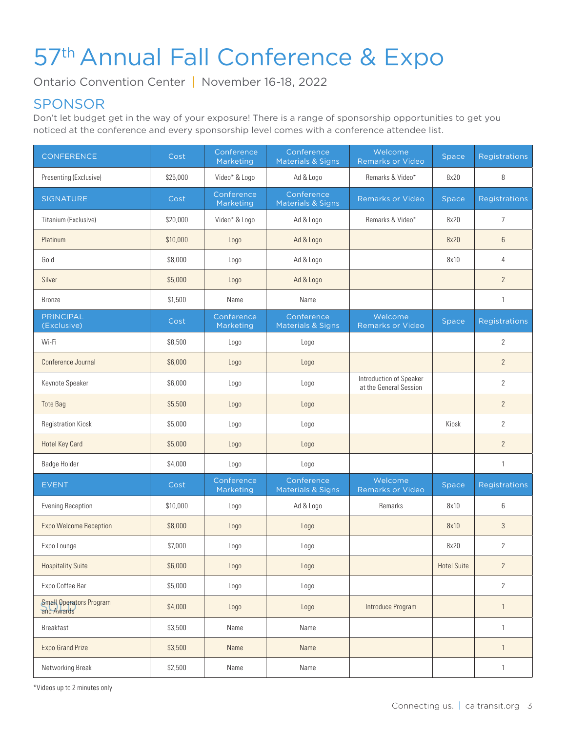# 57th Annual Fall Conference & Expo

Ontario Convention Center | November 16-18, 2022

## SPONSOR

Don't let budget get in the way of your exposure! There is a range of sponsorship opportunities to get you noticed at the conference and every sponsorship level comes with a conference attendee list.

| CONFERENCE | Cost | Conference Marketing | Conference Materials & Signs | Welcome Remarks or Video | Space | Registrations |
|---|---|---|---|---|---|---|
| Presenting (Exclusive) | $25,000 | Video* & Logo | Ad & Logo | Remarks & Video* | 8x20 | 8 |
| **SIGNATURE** | **Cost** | **Conference Marketing** | **Conference Materials & Signs** | **Remarks or Video** | **Space** | **Registrations** |
| Titanium (Exclusive) | $20,000 | Video* & Logo | Ad & Logo | Remarks & Video* | 8x20 | 7 |
| Platinum | $10,000 | Logo | Ad & Logo | | 8x20 | 6 |
| Gold | $8,000 | Logo | Ad & Logo | | 8x10 | 4 |
| Silver | $5,000 | Logo | Ad & Logo | | | 2 |
| Bronze | $1,500 | Name | Name | | | 1 |
| **PRINCIPAL (Exclusive)** | **Cost** | **Conference Marketing** | **Conference Materials & Signs** | **Welcome Remarks or Video** | **Space** | **Registrations** |
| Wi-Fi | $8,500 | Logo | Logo | | | 2 |
| Conference Journal | $6,000 | Logo | Logo | | | 2 |
| Keynote Speaker | $6,000 | Logo | Logo | Introduction of Speaker at the General Session | | 2 |
| Tote Bag | $5,500 | Logo | Logo | | | 2 |
| Registration Kiosk | $5,000 | Logo | Logo | | Kiosk | 2 |
| Hotel Key Card | $5,000 | Logo | Logo | | | 2 |
| Badge Holder | $4,000 | Logo | Logo | | | 1 |
| **EVENT** | **Cost** | **Conference Marketing** | **Conference Materials & Signs** | **Welcome Remarks or Video** | **Space** | **Registrations** |
| Evening Reception | $10,000 | Logo | Ad & Logo | Remarks | 8x10 | 6 |
| Expo Welcome Reception | $8,000 | Logo | Logo | | 8x10 | 3 |
| Expo Lounge | $7,000 | Logo | Logo | | 8x20 | 2 |
| Hospitality Suite | $6,000 | Logo | Logo | | Hotel Suite | 2 |
| Expo Coffee Bar | $5,000 | Logo | Logo | | | 2 |
| Small Operators Program and Awards (SOLD) | $4,000 | Logo | Logo | Introduce Program | | 1 |
| Breakfast | $3,500 | Name | Name | | | 1 |
| Expo Grand Prize | $3,500 | Name | Name | | | 1 |
| Networking Break | $2,500 | Name | Name | | | 1 |

*Videos up to 2 minutes only